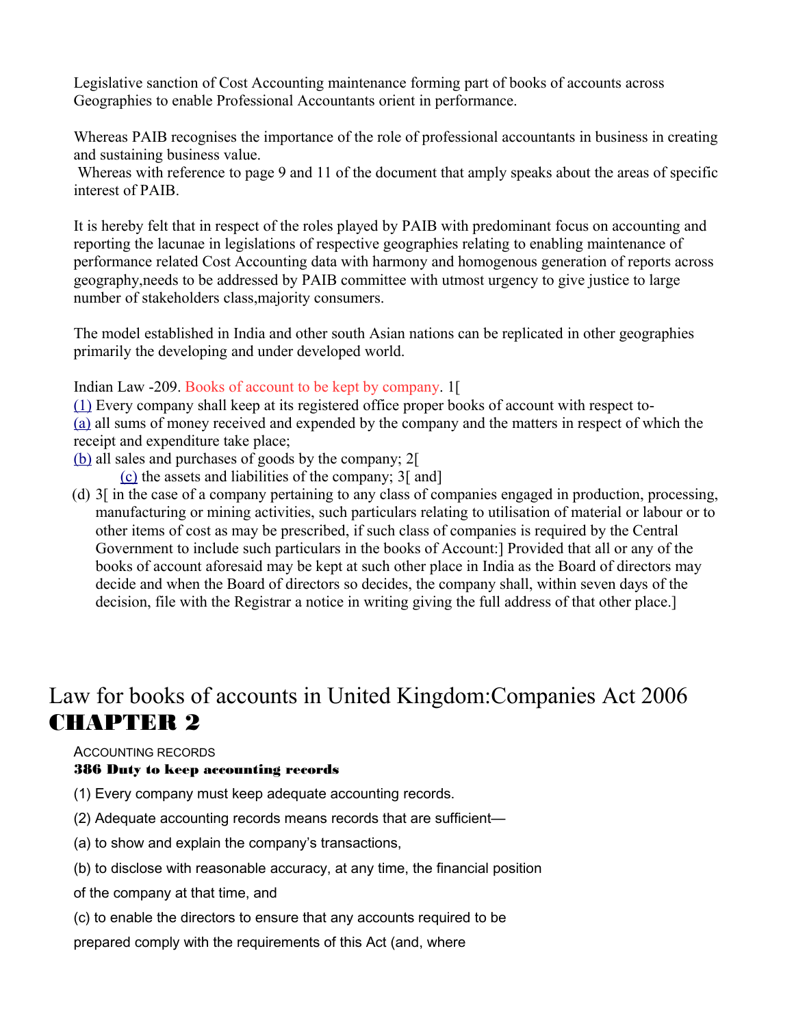Legislative sanction of Cost Accounting maintenance forming part of books of accounts across Geographies to enable Professional Accountants orient in performance.

Whereas PAIB recognises the importance of the role of professional accountants in business in creating and sustaining business value.
Whereas with reference to page 9 and 11 of the document that amply speaks about the areas of specific interest of PAIB.

It is hereby felt that in respect of the roles played by PAIB with predominant focus on accounting and reporting the lacunae in legislations of respective geographies relating to enabling maintenance of performance related Cost Accounting data with harmony and homogenous generation of reports across geography,needs to be addressed by PAIB committee with utmost urgency to give justice to large number of stakeholders class,majority consumers.

The model established in India and other south Asian nations can be replicated in other geographies primarily the developing and under developed world.

Indian Law -209. Books of account to be kept by company. 1[
(1) Every company shall keep at its registered office proper books of account with respect to-
(a) all sums of money received and expended by the company and the matters in respect of which the receipt and expenditure take place;
(b) all sales and purchases of goods by the company; 2[
(c) the assets and liabilities of the company; 3[ and]
(d) 3[ in the case of a company pertaining to any class of companies engaged in production, processing, manufacturing or mining activities, such particulars relating to utilisation of material or labour or to other items of cost as may be prescribed, if such class of companies is required by the Central Government to include such particulars in the books of Account:] Provided that all or any of the books of account aforesaid may be kept at such other place in India as the Board of directors may decide and when the Board of directors so decides, the company shall, within seven days of the decision, file with the Registrar a notice in writing giving the full address of that other place.]

# Law for books of accounts in United Kingdom:Companies Act 2006

# CHAPTER 2

ACCOUNTING RECORDS

**386 Duty to keep accounting records**

(1) Every company must keep adequate accounting records.

(2) Adequate accounting records means records that are sufficient—

(a) to show and explain the company's transactions,

(b) to disclose with reasonable accuracy, at any time, the financial position of the company at that time, and

(c) to enable the directors to ensure that any accounts required to be prepared comply with the requirements of this Act (and, where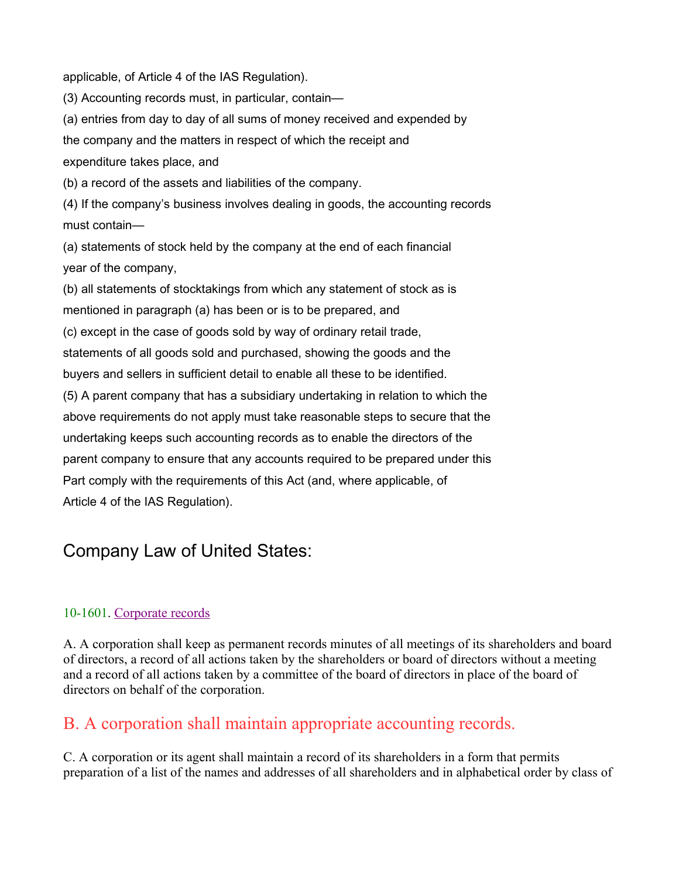applicable, of Article 4 of the IAS Regulation).

(3) Accounting records must, in particular, contain—

(a) entries from day to day of all sums of money received and expended by the company and the matters in respect of which the receipt and expenditure takes place, and

(b) a record of the assets and liabilities of the company.

(4) If the company's business involves dealing in goods, the accounting records must contain—

(a) statements of stock held by the company at the end of each financial year of the company,

(b) all statements of stocktakings from which any statement of stock as is mentioned in paragraph (a) has been or is to be prepared, and

(c) except in the case of goods sold by way of ordinary retail trade, statements of all goods sold and purchased, showing the goods and the buyers and sellers in sufficient detail to enable all these to be identified.

(5) A parent company that has a subsidiary undertaking in relation to which the above requirements do not apply must take reasonable steps to secure that the undertaking keeps such accounting records as to enable the directors of the parent company to ensure that any accounts required to be prepared under this Part comply with the requirements of this Act (and, where applicable, of Article 4 of the IAS Regulation).

## Company Law of United States:

10-1601. Corporate records

A. A corporation shall keep as permanent records minutes of all meetings of its shareholders and board of directors, a record of all actions taken by the shareholders or board of directors without a meeting and a record of all actions taken by a committee of the board of directors in place of the board of directors on behalf of the corporation.

B. A corporation shall maintain appropriate accounting records.

C. A corporation or its agent shall maintain a record of its shareholders in a form that permits preparation of a list of the names and addresses of all shareholders and in alphabetical order by class of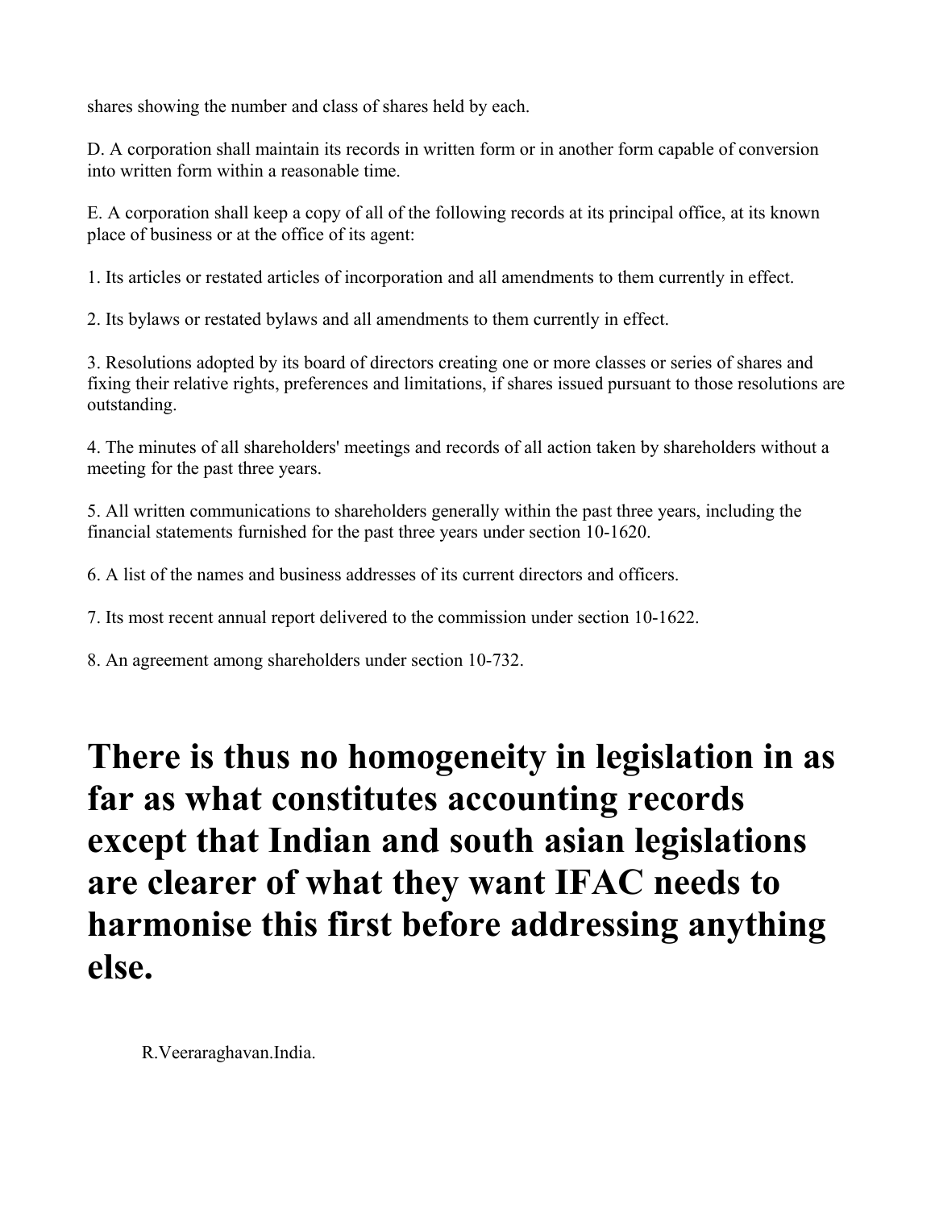shares showing the number and class of shares held by each.

D. A corporation shall maintain its records in written form or in another form capable of conversion into written form within a reasonable time.

E. A corporation shall keep a copy of all of the following records at its principal office, at its known place of business or at the office of its agent:

1. Its articles or restated articles of incorporation and all amendments to them currently in effect.

2. Its bylaws or restated bylaws and all amendments to them currently in effect.

3. Resolutions adopted by its board of directors creating one or more classes or series of shares and fixing their relative rights, preferences and limitations, if shares issued pursuant to those resolutions are outstanding.

4. The minutes of all shareholders' meetings and records of all action taken by shareholders without a meeting for the past three years.

5. All written communications to shareholders generally within the past three years, including the financial statements furnished for the past three years under section 10-1620.

6. A list of the names and business addresses of its current directors and officers.

7. Its most recent annual report delivered to the commission under section 10-1622.

8. An agreement among shareholders under section 10-732.

# There is thus no homogeneity in legislation in as far as what constitutes accounting records except that Indian and south asian legislations are clearer of what they want IFAC needs to harmonise this first before addressing anything else.

R.Veeraraghavan.India.